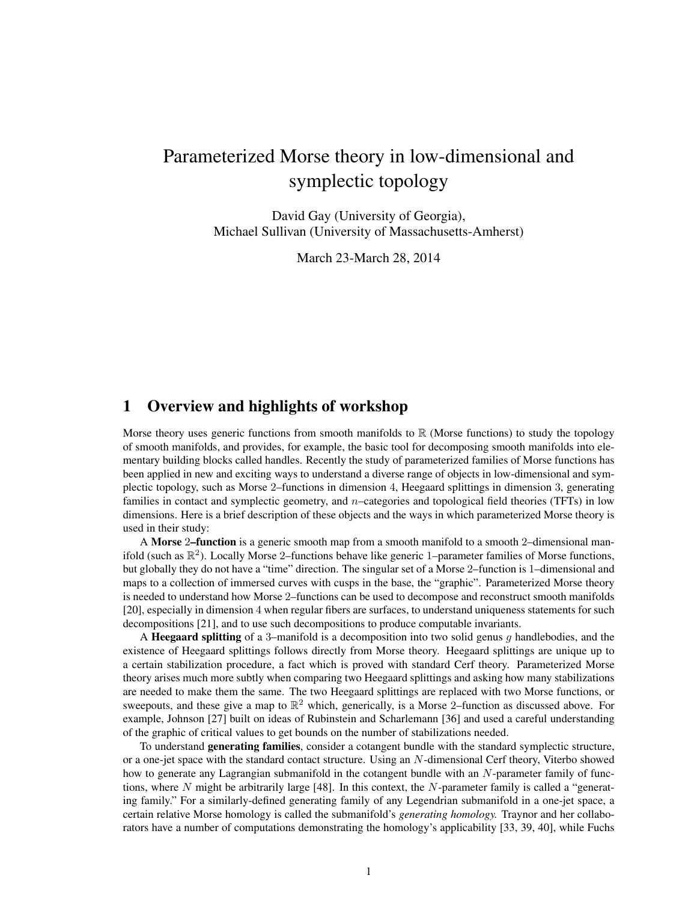# Parameterized Morse theory in low-dimensional and symplectic topology

David Gay (University of Georgia),
Michael Sullivan (University of Massachusetts-Amherst)

March 23-March 28, 2014

## 1 Overview and highlights of workshop

Morse theory uses generic functions from smooth manifolds to $\mathbb{R}$ (Morse functions) to study the topology of smooth manifolds, and provides, for example, the basic tool for decomposing smooth manifolds into elementary building blocks called handles. Recently the study of parameterized families of Morse functions has been applied in new and exciting ways to understand a diverse range of objects in low-dimensional and symplectic topology, such as Morse 2–functions in dimension 4, Heegaard splittings in dimension 3, generating families in contact and symplectic geometry, and $n$–categories and topological field theories (TFTs) in low dimensions. Here is a brief description of these objects and the ways in which parameterized Morse theory is used in their study:

A **Morse 2–function** is a generic smooth map from a smooth manifold to a smooth 2–dimensional manifold (such as $\mathbb{R}^2$). Locally Morse 2–functions behave like generic 1–parameter families of Morse functions, but globally they do not have a "time" direction. The singular set of a Morse 2–function is 1–dimensional and maps to a collection of immersed curves with cusps in the base, the "graphic". Parameterized Morse theory is needed to understand how Morse 2–functions can be used to decompose and reconstruct smooth manifolds [20], especially in dimension 4 when regular fibers are surfaces, to understand uniqueness statements for such decompositions [21], and to use such decompositions to produce computable invariants.

A **Heegaard splitting** of a 3–manifold is a decomposition into two solid genus $g$ handlebodies, and the existence of Heegaard splittings follows directly from Morse theory. Heegaard splittings are unique up to a certain stabilization procedure, a fact which is proved with standard Cerf theory. Parameterized Morse theory arises much more subtly when comparing two Heegaard splittings and asking how many stabilizations are needed to make them the same. The two Heegaard splittings are replaced with two Morse functions, or sweepouts, and these give a map to $\mathbb{R}^2$ which, generically, is a Morse 2–function as discussed above. For example, Johnson [27] built on ideas of Rubinstein and Scharlemann [36] and used a careful understanding of the graphic of critical values to get bounds on the number of stabilizations needed.

To understand **generating families**, consider a cotangent bundle with the standard symplectic structure, or a one-jet space with the standard contact structure. Using an $N$-dimensional Cerf theory, Viterbo showed how to generate any Lagrangian submanifold in the cotangent bundle with an $N$-parameter family of functions, where $N$ might be arbitrarily large [48]. In this context, the $N$-parameter family is called a "generating family." For a similarly-defined generating family of any Legendrian submanifold in a one-jet space, a certain relative Morse homology is called the submanifold's *generating homology.* Traynor and her collaborators have a number of computations demonstrating the homology's applicability [33, 39, 40], while Fuchs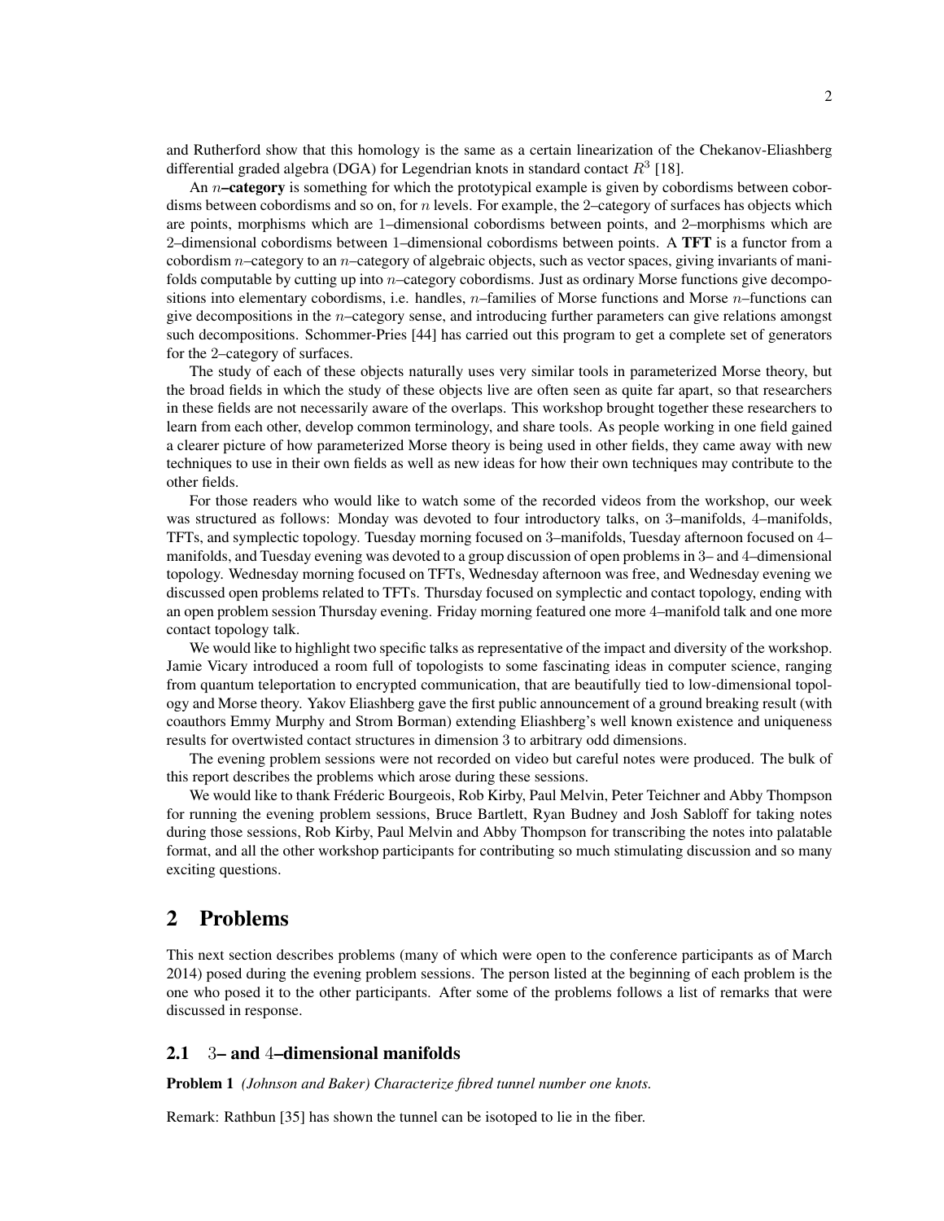and Rutherford show that this homology is the same as a certain linearization of the Chekanov-Eliashberg differential graded algebra (DGA) for Legendrian knots in standard contact $R^3$ [18].

An $n$**–category** is something for which the prototypical example is given by cobordisms between cobordisms between cobordisms and so on, for $n$ levels. For example, the 2–category of surfaces has objects which are points, morphisms which are 1–dimensional cobordisms between points, and 2–morphisms which are 2–dimensional cobordisms between 1–dimensional cobordisms between points. A **TFT** is a functor from a cobordism $n$–category to an $n$–category of algebraic objects, such as vector spaces, giving invariants of manifolds computable by cutting up into $n$–category cobordisms. Just as ordinary Morse functions give decompositions into elementary cobordisms, i.e. handles, $n$–families of Morse functions and Morse $n$–functions can give decompositions in the $n$–category sense, and introducing further parameters can give relations amongst such decompositions. Schommer-Pries [44] has carried out this program to get a complete set of generators for the 2–category of surfaces.

The study of each of these objects naturally uses very similar tools in parameterized Morse theory, but the broad fields in which the study of these objects live are often seen as quite far apart, so that researchers in these fields are not necessarily aware of the overlaps. This workshop brought together these researchers to learn from each other, develop common terminology, and share tools. As people working in one field gained a clearer picture of how parameterized Morse theory is being used in other fields, they came away with new techniques to use in their own fields as well as new ideas for how their own techniques may contribute to the other fields.

For those readers who would like to watch some of the recorded videos from the workshop, our week was structured as follows: Monday was devoted to four introductory talks, on 3–manifolds, 4–manifolds, TFTs, and symplectic topology. Tuesday morning focused on 3–manifolds, Tuesday afternoon focused on 4–manifolds, and Tuesday evening was devoted to a group discussion of open problems in 3– and 4–dimensional topology. Wednesday morning focused on TFTs, Wednesday afternoon was free, and Wednesday evening we discussed open problems related to TFTs. Thursday focused on symplectic and contact topology, ending with an open problem session Thursday evening. Friday morning featured one more 4–manifold talk and one more contact topology talk.

We would like to highlight two specific talks as representative of the impact and diversity of the workshop. Jamie Vicary introduced a room full of topologists to some fascinating ideas in computer science, ranging from quantum teleportation to encrypted communication, that are beautifully tied to low-dimensional topology and Morse theory. Yakov Eliashberg gave the first public announcement of a ground breaking result (with coauthors Emmy Murphy and Strom Borman) extending Eliashberg's well known existence and uniqueness results for overtwisted contact structures in dimension 3 to arbitrary odd dimensions.

The evening problem sessions were not recorded on video but careful notes were produced. The bulk of this report describes the problems which arose during these sessions.

We would like to thank Fréderic Bourgeois, Rob Kirby, Paul Melvin, Peter Teichner and Abby Thompson for running the evening problem sessions, Bruce Bartlett, Ryan Budney and Josh Sabloff for taking notes during those sessions, Rob Kirby, Paul Melvin and Abby Thompson for transcribing the notes into palatable format, and all the other workshop participants for contributing so much stimulating discussion and so many exciting questions.

## 2 Problems

This next section describes problems (many of which were open to the conference participants as of March 2014) posed during the evening problem sessions. The person listed at the beginning of each problem is the one who posed it to the other participants. After some of the problems follows a list of remarks that were discussed in response.

### 2.1 3– and 4–dimensional manifolds

**Problem 1** *(Johnson and Baker) Characterize fibred tunnel number one knots.*

Remark: Rathbun [35] has shown the tunnel can be isotoped to lie in the fiber.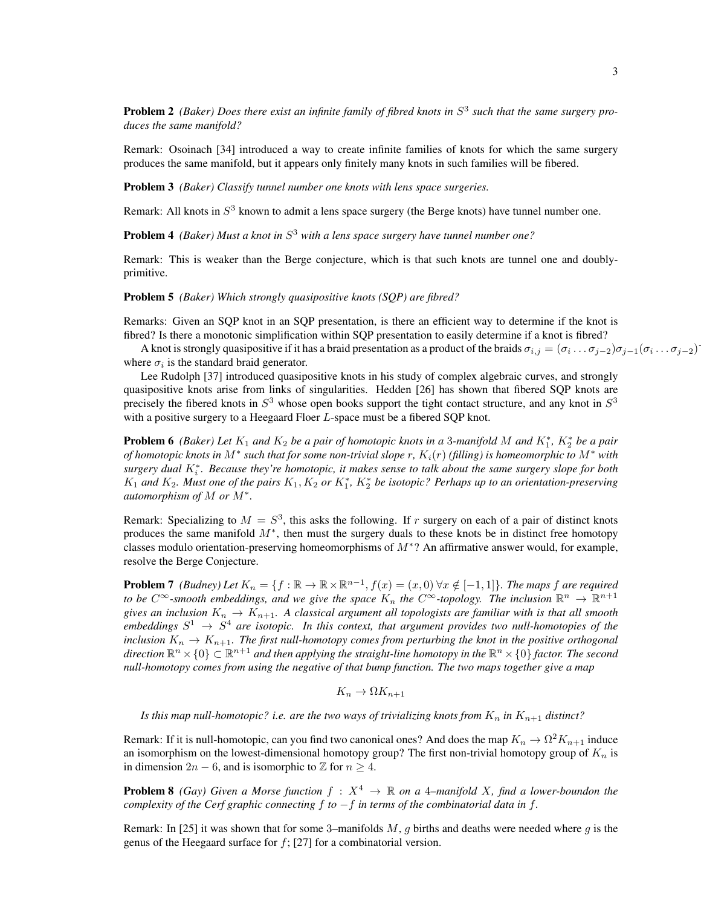**Problem 2** *(Baker) Does there exist an infinite family of fibred knots in $S^3$ such that the same surgery produces the same manifold?*

Remark: Osoinach [34] introduced a way to create infinite families of knots for which the same surgery produces the same manifold, but it appears only finitely many knots in such families will be fibered.

**Problem 3** *(Baker) Classify tunnel number one knots with lens space surgeries.*

Remark: All knots in $S^3$ known to admit a lens space surgery (the Berge knots) have tunnel number one.

**Problem 4** *(Baker) Must a knot in $S^3$ with a lens space surgery have tunnel number one?*

Remark: This is weaker than the Berge conjecture, which is that such knots are tunnel one and doubly-primitive.

**Problem 5** *(Baker) Which strongly quasipositive knots (SQP) are fibred?*

Remarks: Given an SQP knot in an SQP presentation, is there an efficient way to determine if the knot is fibred? Is there a monotonic simplification within SQP presentation to easily determine if a knot is fibred?

A knot is strongly quasipositive if it has a braid presentation as a product of the braids $\sigma_{i,j} = (\sigma_i \ldots \sigma_{j-2})\sigma_{j-1}(\sigma_i \ldots \sigma_{j-2})^{-1}$ where $\sigma_i$ is the standard braid generator.

Lee Rudolph [37] introduced quasipositive knots in his study of complex algebraic curves, and strongly quasipositive knots arise from links of singularities. Hedden [26] has shown that fibered SQP knots are precisely the fibered knots in $S^3$ whose open books support the tight contact structure, and any knot in $S^3$ with a positive surgery to a Heegaard Floer $L$-space must be a fibered SQP knot.

**Problem 6** *(Baker) Let $K_1$ and $K_2$ be a pair of homotopic knots in a 3-manifold $M$ and $K_1^*$, $K_2^*$ be a pair of homotopic knots in $M^*$ such that for some non-trivial slope $r$, $K_i(r)$ (filling) is homeomorphic to $M^*$ with surgery dual $K_i^*$. Because they're homotopic, it makes sense to talk about the same surgery slope for both $K_1$ and $K_2$. Must one of the pairs $K_1, K_2$ or $K_1^*$, $K_2^*$ be isotopic? Perhaps up to an orientation-preserving automorphism of $M$ or $M^*$.*

Remark: Specializing to $M = S^3$, this asks the following. If $r$ surgery on each of a pair of distinct knots produces the same manifold $M^*$, then must the surgery duals to these knots be in distinct free homotopy classes modulo orientation-preserving homeomorphisms of $M^*$? An affirmative answer would, for example, resolve the Berge Conjecture.

**Problem 7** *(Budney) Let $K_n = \{f : \mathbb{R} \to \mathbb{R} \times \mathbb{R}^{n-1}, f(x) = (x, 0)\ \forall x \notin [-1, 1]\}$. The maps $f$ are required to be $C^\infty$-smooth embeddings, and we give the space $K_n$ the $C^\infty$-topology. The inclusion $\mathbb{R}^n \to \mathbb{R}^{n+1}$ gives an inclusion $K_n \to K_{n+1}$. A classical argument all topologists are familiar with is that all smooth embeddings $S^1 \to S^4$ are isotopic. In this context, that argument provides two null-homotopies of the inclusion $K_n \to K_{n+1}$. The first null-homotopy comes from perturbing the knot in the positive orthogonal direction $\mathbb{R}^n \times \{0\} \subset \mathbb{R}^{n+1}$ and then applying the straight-line homotopy in the $\mathbb{R}^n \times \{0\}$ factor. The second null-homotopy comes from using the negative of that bump function. The two maps together give a map*

$$K_n \to \Omega K_{n+1}$$

*Is this map null-homotopic? i.e. are the two ways of trivializing knots from $K_n$ in $K_{n+1}$ distinct?*

Remark: If it is null-homotopic, can you find two canonical ones? And does the map $K_n \to \Omega^2 K_{n+1}$ induce an isomorphism on the lowest-dimensional homotopy group? The first non-trivial homotopy group of $K_n$ is in dimension $2n - 6$, and is isomorphic to $\mathbb{Z}$ for $n \geq 4$.

**Problem 8** *(Gay) Given a Morse function $f : X^4 \to \mathbb{R}$ on a 4–manifold $X$, find a lower-boundon the complexity of the Cerf graphic connecting $f$ to $-f$ in terms of the combinatorial data in $f$.*

Remark: In [25] it was shown that for some 3–manifolds $M$, $g$ births and deaths were needed where $g$ is the genus of the Heegaard surface for $f$; [27] for a combinatorial version.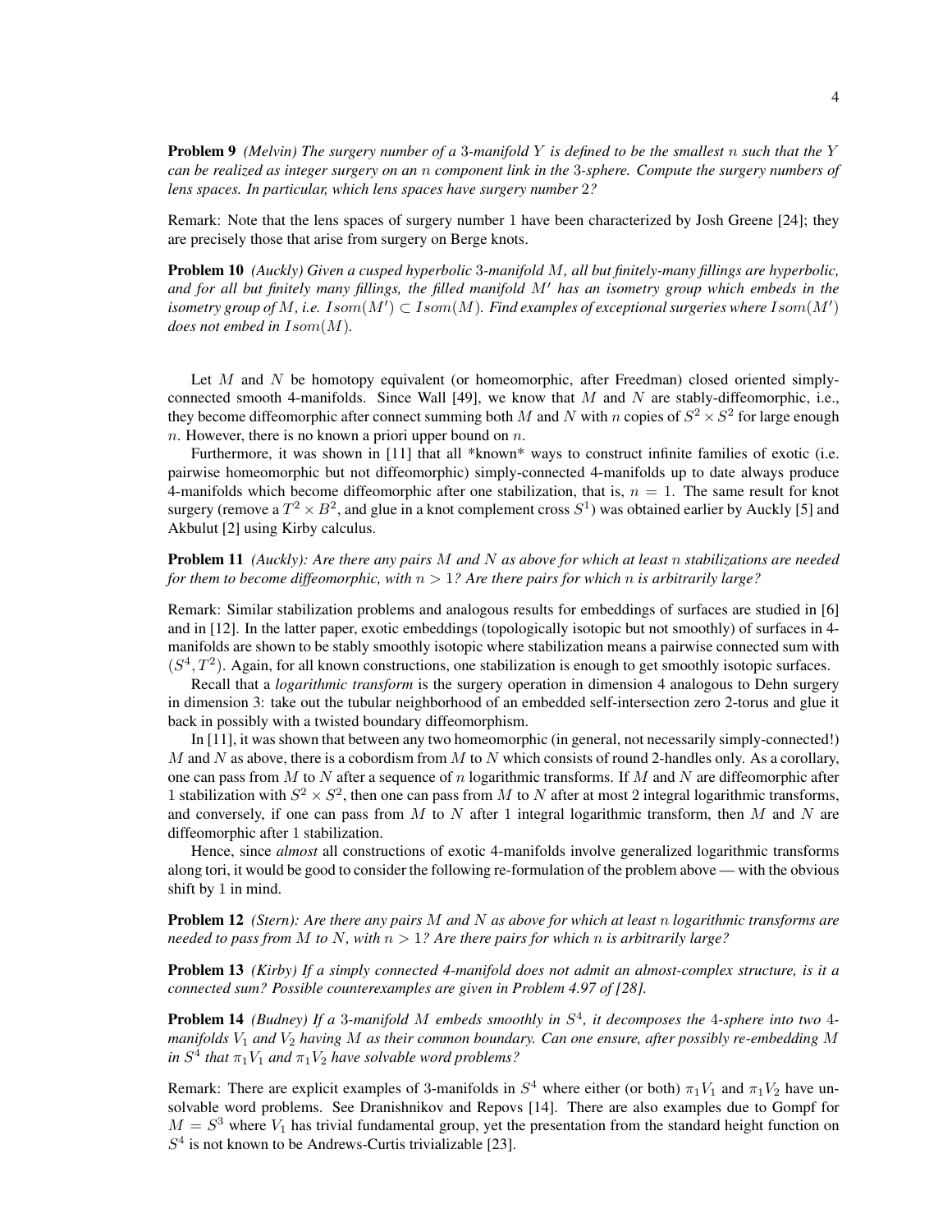**Problem 9** *(Melvin) The surgery number of a* 3*-manifold* $Y$ *is defined to be the smallest* $n$ *such that the* $Y$ *can be realized as integer surgery on an* $n$ *component link in the* 3*-sphere. Compute the surgery numbers of lens spaces. In particular, which lens spaces have surgery number* 2*?*

Remark: Note that the lens spaces of surgery number 1 have been characterized by Josh Greene [24]; they are precisely those that arise from surgery on Berge knots.

**Problem 10** *(Auckly) Given a cusped hyperbolic* 3*-manifold* $M$*, all but finitely-many fillings are hyperbolic, and for all but finitely many fillings, the filled manifold* $M'$ *has an isometry group which embeds in the isometry group of* $M$*, i.e.* $Isom(M') \subset Isom(M)$*. Find examples of exceptional surgeries where* $Isom(M')$ *does not embed in* $Isom(M)$*.*

Let $M$ and $N$ be homotopy equivalent (or homeomorphic, after Freedman) closed oriented simply-connected smooth 4-manifolds. Since Wall [49], we know that $M$ and $N$ are stably-diffeomorphic, i.e., they become diffeomorphic after connect summing both $M$ and $N$ with $n$ copies of $S^2 \times S^2$ for large enough $n$. However, there is no known a priori upper bound on $n$.

Furthermore, it was shown in [11] that all *known* ways to construct infinite families of exotic (i.e. pairwise homeomorphic but not diffeomorphic) simply-connected 4-manifolds up to date always produce 4-manifolds which become diffeomorphic after one stabilization, that is, $n = 1$. The same result for knot surgery (remove a $T^2 \times B^2$, and glue in a knot complement cross $S^1$) was obtained earlier by Auckly [5] and Akbulut [2] using Kirby calculus.

**Problem 11** *(Auckly): Are there any pairs* $M$ *and* $N$ *as above for which at least* $n$ *stabilizations are needed for them to become diffeomorphic, with* $n > 1$*? Are there pairs for which* $n$ *is arbitrarily large?*

Remark: Similar stabilization problems and analogous results for embeddings of surfaces are studied in [6] and in [12]. In the latter paper, exotic embeddings (topologically isotopic but not smoothly) of surfaces in 4-manifolds are shown to be stably smoothly isotopic where stabilization means a pairwise connected sum with $(S^4, T^2)$. Again, for all known constructions, one stabilization is enough to get smoothly isotopic surfaces.

Recall that a *logarithmic transform* is the surgery operation in dimension 4 analogous to Dehn surgery in dimension 3: take out the tubular neighborhood of an embedded self-intersection zero 2-torus and glue it back in possibly with a twisted boundary diffeomorphism.

In [11], it was shown that between any two homeomorphic (in general, not necessarily simply-connected!) $M$ and $N$ as above, there is a cobordism from $M$ to $N$ which consists of round 2-handles only. As a corollary, one can pass from $M$ to $N$ after a sequence of $n$ logarithmic transforms. If $M$ and $N$ are diffeomorphic after 1 stabilization with $S^2 \times S^2$, then one can pass from $M$ to $N$ after at most 2 integral logarithmic transforms, and conversely, if one can pass from $M$ to $N$ after 1 integral logarithmic transform, then $M$ and $N$ are diffeomorphic after 1 stabilization.

Hence, since *almost* all constructions of exotic 4-manifolds involve generalized logarithmic transforms along tori, it would be good to consider the following re-formulation of the problem above — with the obvious shift by 1 in mind.

**Problem 12** *(Stern): Are there any pairs* $M$ *and* $N$ *as above for which at least* $n$ *logarithmic transforms are needed to pass from* $M$ *to* $N$*, with* $n > 1$*? Are there pairs for which* $n$ *is arbitrarily large?*

**Problem 13** *(Kirby) If a simply connected 4-manifold does not admit an almost-complex structure, is it a connected sum? Possible counterexamples are given in Problem 4.97 of [28].*

**Problem 14** *(Budney) If a* 3*-manifold* $M$ *embeds smoothly in* $S^4$*, it decomposes the* 4*-sphere into two* 4*-manifolds* $V_1$ *and* $V_2$ *having* $M$ *as their common boundary. Can one ensure, after possibly re-embedding* $M$ *in* $S^4$ *that* $\pi_1 V_1$ *and* $\pi_1 V_2$ *have solvable word problems?*

Remark: There are explicit examples of 3-manifolds in $S^4$ where either (or both) $\pi_1 V_1$ and $\pi_1 V_2$ have unsolvable word problems. See Dranishnikov and Repovs [14]. There are also examples due to Gompf for $M = S^3$ where $V_1$ has trivial fundamental group, yet the presentation from the standard height function on $S^4$ is not known to be Andrews-Curtis trivializable [23].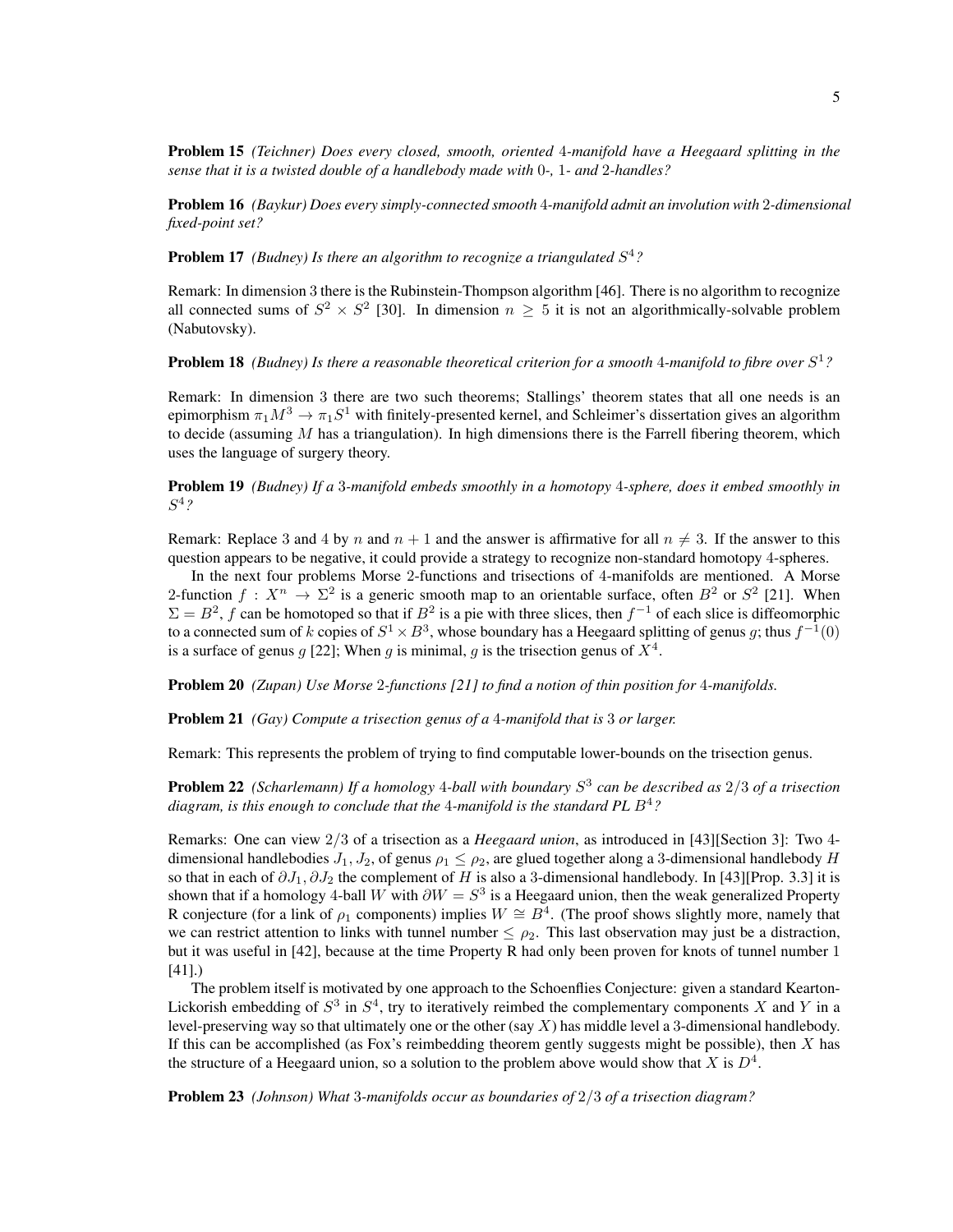**Problem 15** *(Teichner) Does every closed, smooth, oriented 4-manifold have a Heegaard splitting in the sense that it is a twisted double of a handlebody made with 0-, 1- and 2-handles?*

**Problem 16** *(Baykur) Does every simply-connected smooth 4-manifold admit an involution with 2-dimensional fixed-point set?*

**Problem 17** *(Budney) Is there an algorithm to recognize a triangulated $S^4$?*

Remark: In dimension 3 there is the Rubinstein-Thompson algorithm [46]. There is no algorithm to recognize all connected sums of $S^2 \times S^2$ [30]. In dimension $n \geq 5$ it is not an algorithmically-solvable problem (Nabutovsky).

**Problem 18** *(Budney) Is there a reasonable theoretical criterion for a smooth 4-manifold to fibre over $S^1$?*

Remark: In dimension 3 there are two such theorems; Stallings' theorem states that all one needs is an epimorphism $\pi_1 M^3 \to \pi_1 S^1$ with finitely-presented kernel, and Schleimer's dissertation gives an algorithm to decide (assuming $M$ has a triangulation). In high dimensions there is the Farrell fibering theorem, which uses the language of surgery theory.

**Problem 19** *(Budney) If a 3-manifold embeds smoothly in a homotopy 4-sphere, does it embed smoothly in $S^4$?*

Remark: Replace 3 and 4 by $n$ and $n + 1$ and the answer is affirmative for all $n \neq 3$. If the answer to this question appears to be negative, it could provide a strategy to recognize non-standard homotopy 4-spheres.

In the next four problems Morse 2-functions and trisections of 4-manifolds are mentioned. A Morse 2-function $f : X^n \to \Sigma^2$ is a generic smooth map to an orientable surface, often $B^2$ or $S^2$ [21]. When $\Sigma = B^2$, $f$ can be homotoped so that if $B^2$ is a pie with three slices, then $f^{-1}$ of each slice is diffeomorphic to a connected sum of $k$ copies of $S^1 \times B^3$, whose boundary has a Heegaard splitting of genus $g$; thus $f^{-1}(0)$ is a surface of genus $g$ [22]; When $g$ is minimal, $g$ is the trisection genus of $X^4$.

**Problem 20** *(Zupan) Use Morse 2-functions [21] to find a notion of thin position for 4-manifolds.*

**Problem 21** *(Gay) Compute a trisection genus of a 4-manifold that is 3 or larger.*

Remark: This represents the problem of trying to find computable lower-bounds on the trisection genus.

**Problem 22** *(Scharlemann) If a homology 4-ball with boundary $S^3$ can be described as $2/3$ of a trisection diagram, is this enough to conclude that the 4-manifold is the standard PL $B^4$?*

Remarks: One can view $2/3$ of a trisection as a *Heegaard union*, as introduced in [43][Section 3]: Two 4-dimensional handlebodies $J_1, J_2$, of genus $\rho_1 \leq \rho_2$, are glued together along a 3-dimensional handlebody $H$ so that in each of $\partial J_1, \partial J_2$ the complement of $H$ is also a 3-dimensional handlebody. In [43][Prop. 3.3] it is shown that if a homology 4-ball $W$ with $\partial W = S^3$ is a Heegaard union, then the weak generalized Property R conjecture (for a link of $\rho_1$ components) implies $W \cong B^4$. (The proof shows slightly more, namely that we can restrict attention to links with tunnel number $\leq \rho_2$. This last observation may just be a distraction, but it was useful in [42], because at the time Property R had only been proven for knots of tunnel number 1 [41].)

The problem itself is motivated by one approach to the Schoenflies Conjecture: given a standard Kearton-Lickorish embedding of $S^3$ in $S^4$, try to iteratively reimbed the complementary components $X$ and $Y$ in a level-preserving way so that ultimately one or the other (say $X$) has middle level a 3-dimensional handlebody. If this can be accomplished (as Fox's reimbedding theorem gently suggests might be possible), then $X$ has the structure of a Heegaard union, so a solution to the problem above would show that $X$ is $D^4$.

**Problem 23** *(Johnson) What 3-manifolds occur as boundaries of $2/3$ of a trisection diagram?*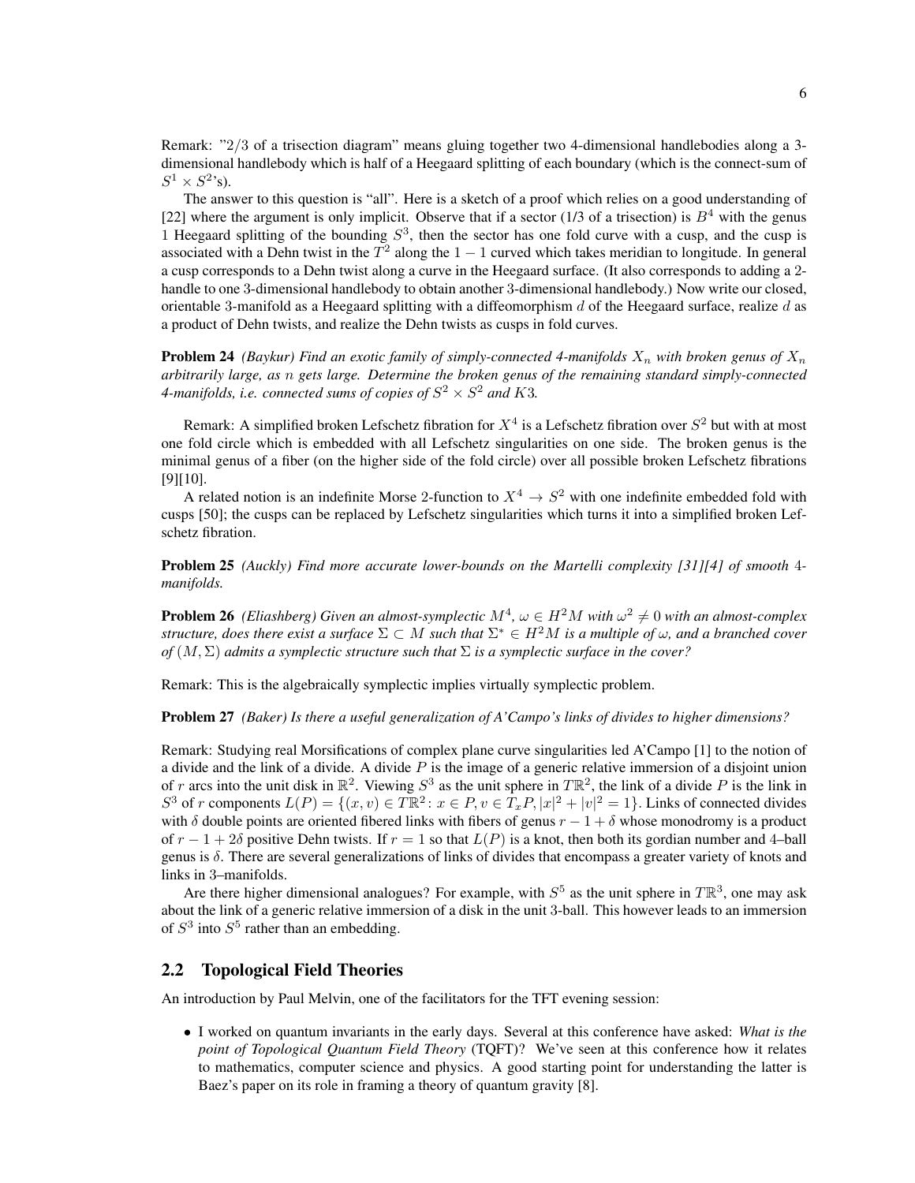Remark: "$2/3$ of a trisection diagram" means gluing together two 4-dimensional handlebodies along a 3-dimensional handlebody which is half of a Heegaard splitting of each boundary (which is the connect-sum of $S^1 \times S^2$'s).

The answer to this question is "all". Here is a sketch of a proof which relies on a good understanding of [22] where the argument is only implicit. Observe that if a sector (1/3 of a trisection) is $B^4$ with the genus 1 Heegaard splitting of the bounding $S^3$, then the sector has one fold curve with a cusp, and the cusp is associated with a Dehn twist in the $T^2$ along the $1-1$ curved which takes meridian to longitude. In general a cusp corresponds to a Dehn twist along a curve in the Heegaard surface. (It also corresponds to adding a 2-handle to one 3-dimensional handlebody to obtain another 3-dimensional handlebody.) Now write our closed, orientable 3-manifold as a Heegaard splitting with a diffeomorphism $d$ of the Heegaard surface, realize $d$ as a product of Dehn twists, and realize the Dehn twists as cusps in fold curves.

**Problem 24** *(Baykur) Find an exotic family of simply-connected 4-manifolds $X_n$ with broken genus of $X_n$ arbitrarily large, as $n$ gets large. Determine the broken genus of the remaining standard simply-connected 4-manifolds, i.e. connected sums of copies of $S^2 \times S^2$ and $K3$.*

Remark: A simplified broken Lefschetz fibration for $X^4$ is a Lefschetz fibration over $S^2$ but with at most one fold circle which is embedded with all Lefschetz singularities on one side. The broken genus is the minimal genus of a fiber (on the higher side of the fold circle) over all possible broken Lefschetz fibrations [9][10].

A related notion is an indefinite Morse 2-function to $X^4 \to S^2$ with one indefinite embedded fold with cusps [50]; the cusps can be replaced by Lefschetz singularities which turns it into a simplified broken Lefschetz fibration.

**Problem 25** *(Auckly) Find more accurate lower-bounds on the Martelli complexity [31][4] of smooth 4-manifolds.*

**Problem 26** *(Eliashberg) Given an almost-symplectic $M^4$, $\omega \in H^2 M$ with $\omega^2 \neq 0$ with an almost-complex structure, does there exist a surface $\Sigma \subset M$ such that $\Sigma^* \in H^2 M$ is a multiple of $\omega$, and a branched cover of $(M, \Sigma)$ admits a symplectic structure such that $\Sigma$ is a symplectic surface in the cover?*

Remark: This is the algebraically symplectic implies virtually symplectic problem.

**Problem 27** *(Baker) Is there a useful generalization of A'Campo's links of divides to higher dimensions?*

Remark: Studying real Morsifications of complex plane curve singularities led A'Campo [1] to the notion of a divide and the link of a divide. A divide $P$ is the image of a generic relative immersion of a disjoint union of $r$ arcs into the unit disk in $\mathbb{R}^2$. Viewing $S^3$ as the unit sphere in $T\mathbb{R}^2$, the link of a divide $P$ is the link in $S^3$ of $r$ components $L(P) = \{(x, v) \in T\mathbb{R}^2 \colon x \in P, v \in T_x P, |x|^2 + |v|^2 = 1\}$. Links of connected divides with $\delta$ double points are oriented fibered links with fibers of genus $r - 1 + \delta$ whose monodromy is a product of $r - 1 + 2\delta$ positive Dehn twists. If $r = 1$ so that $L(P)$ is a knot, then both its gordian number and 4–ball genus is $\delta$. There are several generalizations of links of divides that encompass a greater variety of knots and links in 3–manifolds.

Are there higher dimensional analogues? For example, with $S^5$ as the unit sphere in $T\mathbb{R}^3$, one may ask about the link of a generic relative immersion of a disk in the unit 3-ball. This however leads to an immersion of $S^3$ into $S^5$ rather than an embedding.

## 2.2 Topological Field Theories

An introduction by Paul Melvin, one of the facilitators for the TFT evening session:

- I worked on quantum invariants in the early days. Several at this conference have asked: *What is the point of Topological Quantum Field Theory* (TQFT)? We've seen at this conference how it relates to mathematics, computer science and physics. A good starting point for understanding the latter is Baez's paper on its role in framing a theory of quantum gravity [8].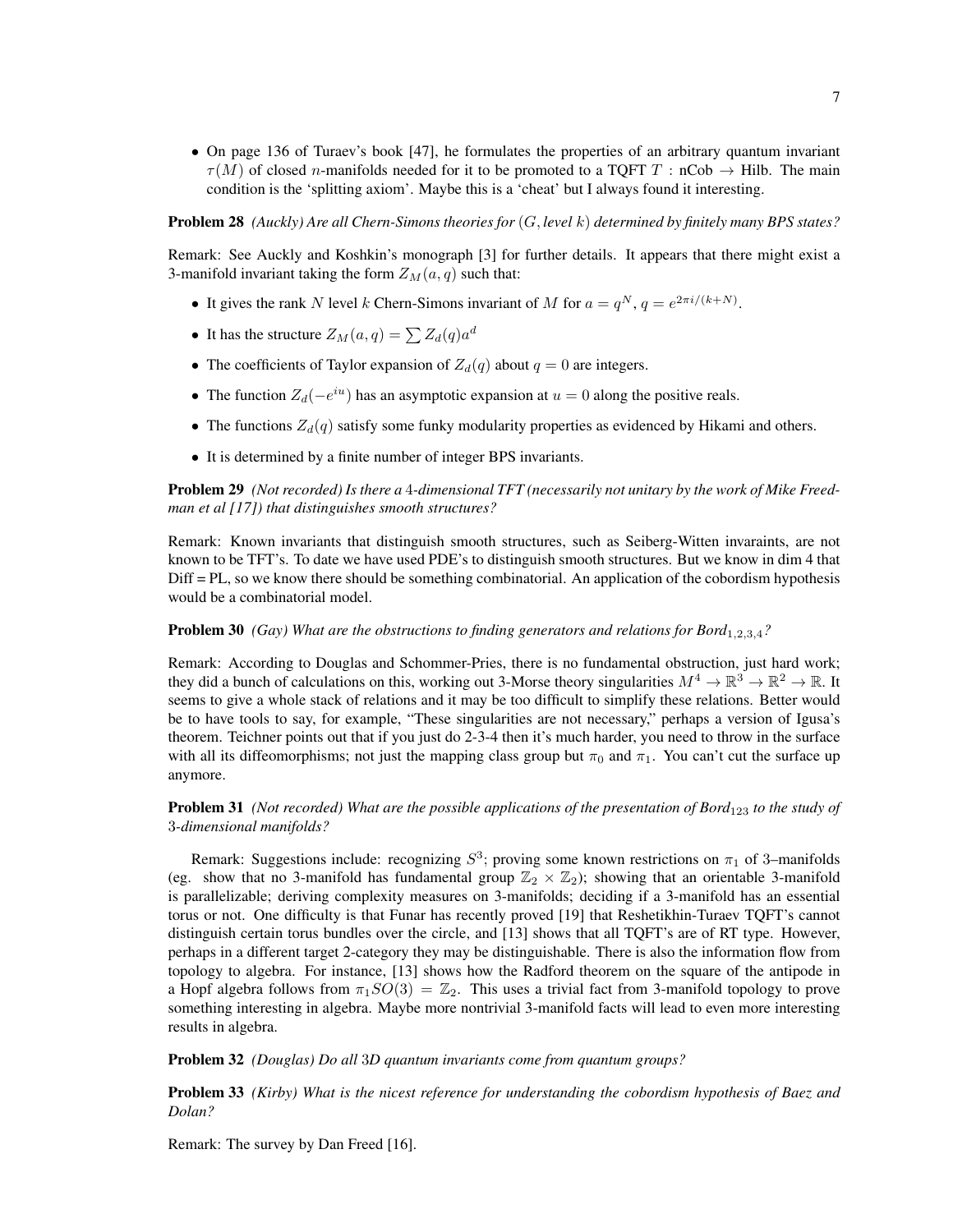- On page 136 of Turaev's book [47], he formulates the properties of an arbitrary quantum invariant $\tau(M)$ of closed $n$-manifolds needed for it to be promoted to a TQFT $T$ : nCob $\to$ Hilb. The main condition is the 'splitting axiom'. Maybe this is a 'cheat' but I always found it interesting.

**Problem 28** *(Auckly) Are all Chern-Simons theories for $(G, \text{level } k)$ determined by finitely many BPS states?*

Remark: See Auckly and Koshkin's monograph [3] for further details. It appears that there might exist a 3-manifold invariant taking the form $Z_M(a, q)$ such that:

- It gives the rank $N$ level $k$ Chern-Simons invariant of $M$ for $a = q^N$, $q = e^{2\pi i/(k+N)}$.
- It has the structure $Z_M(a, q) = \sum Z_d(q)a^d$
- The coefficients of Taylor expansion of $Z_d(q)$ about $q = 0$ are integers.
- The function $Z_d(-e^{iu})$ has an asymptotic expansion at $u = 0$ along the positive reals.
- The functions $Z_d(q)$ satisfy some funky modularity properties as evidenced by Hikami and others.
- It is determined by a finite number of integer BPS invariants.

**Problem 29** *(Not recorded) Is there a 4-dimensional TFT (necessarily not unitary by the work of Mike Freedman et al [17]) that distinguishes smooth structures?*

Remark: Known invariants that distinguish smooth structures, such as Seiberg-Witten invaraints, are not known to be TFT's. To date we have used PDE's to distinguish smooth structures. But we know in dim 4 that Diff = PL, so we know there should be something combinatorial. An application of the cobordism hypothesis would be a combinatorial model.

**Problem 30** *(Gay) What are the obstructions to finding generators and relations for Bord$_{1,2,3,4}$?*

Remark: According to Douglas and Schommer-Pries, there is no fundamental obstruction, just hard work; they did a bunch of calculations on this, working out 3-Morse theory singularities $M^4 \to \mathbb{R}^3 \to \mathbb{R}^2 \to \mathbb{R}$. It seems to give a whole stack of relations and it may be too difficult to simplify these relations. Better would be to have tools to say, for example, "These singularities are not necessary," perhaps a version of Igusa's theorem. Teichner points out that if you just do 2-3-4 then it's much harder, you need to throw in the surface with all its diffeomorphisms; not just the mapping class group but $\pi_0$ and $\pi_1$. You can't cut the surface up anymore.

**Problem 31** *(Not recorded) What are the possible applications of the presentation of Bord$_{123}$ to the study of 3-dimensional manifolds?*

Remark: Suggestions include: recognizing $S^3$; proving some known restrictions on $\pi_1$ of 3–manifolds (eg. show that no 3-manifold has fundamental group $\mathbb{Z}_2 \times \mathbb{Z}_2$); showing that an orientable 3-manifold is parallelizable; deriving complexity measures on 3-manifolds; deciding if a 3-manifold has an essential torus or not. One difficulty is that Funar has recently proved [19] that Reshetikhin-Turaev TQFT's cannot distinguish certain torus bundles over the circle, and [13] shows that all TQFT's are of RT type. However, perhaps in a different target 2-category they may be distinguishable. There is also the information flow from topology to algebra. For instance, [13] shows how the Radford theorem on the square of the antipode in a Hopf algebra follows from $\pi_1 SO(3) = \mathbb{Z}_2$. This uses a trivial fact from 3-manifold topology to prove something interesting in algebra. Maybe more nontrivial 3-manifold facts will lead to even more interesting results in algebra.

**Problem 32** *(Douglas) Do all 3D quantum invariants come from quantum groups?*

**Problem 33** *(Kirby) What is the nicest reference for understanding the cobordism hypothesis of Baez and Dolan?*

Remark: The survey by Dan Freed [16].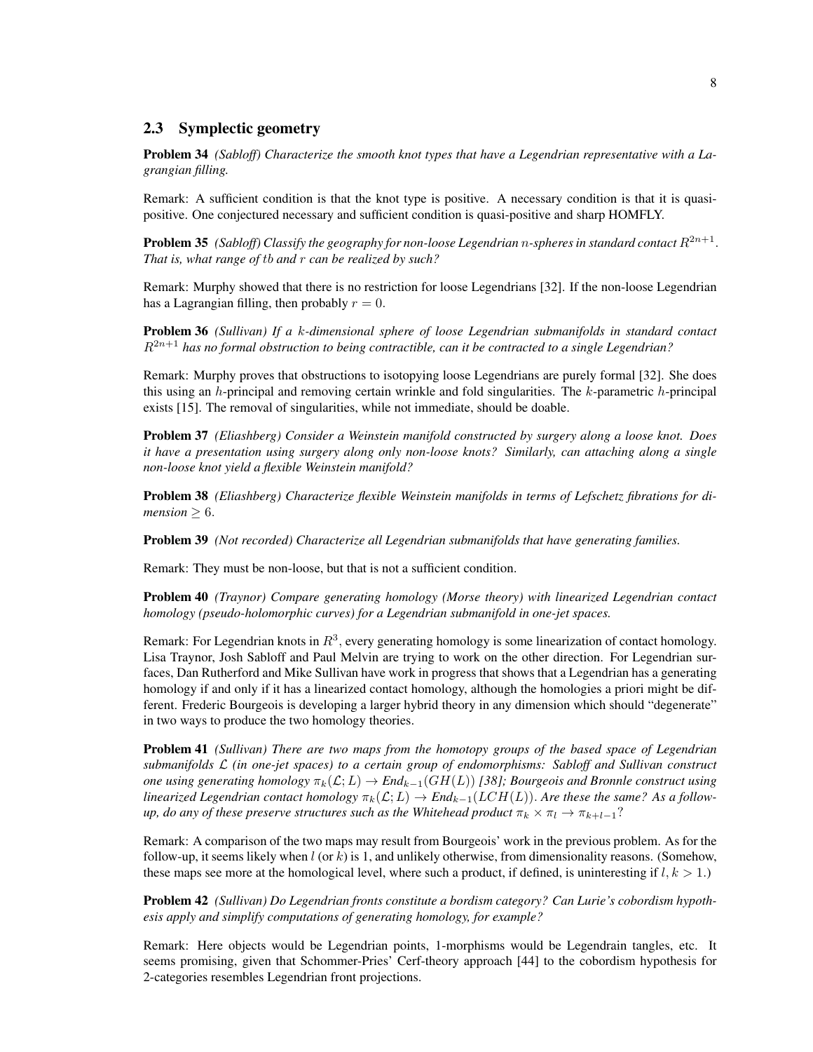## 2.3 Symplectic geometry

**Problem 34** *(Sabloff) Characterize the smooth knot types that have a Legendrian representative with a Lagrangian filling.*

Remark: A sufficient condition is that the knot type is positive. A necessary condition is that it is quasi-positive. One conjectured necessary and sufficient condition is quasi-positive and sharp HOMFLY.

**Problem 35** *(Sabloff) Classify the geography for non-loose Legendrian $n$-spheres in standard contact $R^{2n+1}$. That is, what range of $tb$ and $r$ can be realized by such?*

Remark: Murphy showed that there is no restriction for loose Legendrians [32]. If the non-loose Legendrian has a Lagrangian filling, then probably $r = 0$.

**Problem 36** *(Sullivan) If a $k$-dimensional sphere of loose Legendrian submanifolds in standard contact $R^{2n+1}$ has no formal obstruction to being contractible, can it be contracted to a single Legendrian?*

Remark: Murphy proves that obstructions to isotopying loose Legendrians are purely formal [32]. She does this using an $h$-principal and removing certain wrinkle and fold singularities. The $k$-parametric $h$-principal exists [15]. The removal of singularities, while not immediate, should be doable.

**Problem 37** *(Eliashberg) Consider a Weinstein manifold constructed by surgery along a loose knot. Does it have a presentation using surgery along only non-loose knots? Similarly, can attaching along a single non-loose knot yield a flexible Weinstein manifold?*

**Problem 38** *(Eliashberg) Characterize flexible Weinstein manifolds in terms of Lefschetz fibrations for dimension $\geq 6$.*

**Problem 39** *(Not recorded) Characterize all Legendrian submanifolds that have generating families.*

Remark: They must be non-loose, but that is not a sufficient condition.

**Problem 40** *(Traynor) Compare generating homology (Morse theory) with linearized Legendrian contact homology (pseudo-holomorphic curves) for a Legendrian submanifold in one-jet spaces.*

Remark: For Legendrian knots in $R^3$, every generating homology is some linearization of contact homology. Lisa Traynor, Josh Sabloff and Paul Melvin are trying to work on the other direction. For Legendrian surfaces, Dan Rutherford and Mike Sullivan have work in progress that shows that a Legendrian has a generating homology if and only if it has a linearized contact homology, although the homologies a priori might be different. Frederic Bourgeois is developing a larger hybrid theory in any dimension which should "degenerate" in two ways to produce the two homology theories.

**Problem 41** *(Sullivan) There are two maps from the homotopy groups of the based space of Legendrian submanifolds $\mathcal{L}$ (in one-jet spaces) to a certain group of endomorphisms: Sabloff and Sullivan construct one using generating homology $\pi_k(\mathcal{L}; L) \to End_{k-1}(GH(L))$ [38]; Bourgeois and Bronnle construct using linearized Legendrian contact homology $\pi_k(\mathcal{L}; L) \to End_{k-1}(LCH(L))$. Are these the same? As a follow-up, do any of these preserve structures such as the Whitehead product $\pi_k \times \pi_l \to \pi_{k+l-1}$?*

Remark: A comparison of the two maps may result from Bourgeois' work in the previous problem. As for the follow-up, it seems likely when $l$ (or $k$) is 1, and unlikely otherwise, from dimensionality reasons. (Somehow, these maps see more at the homological level, where such a product, if defined, is uninteresting if $l, k > 1$.)

**Problem 42** *(Sullivan) Do Legendrian fronts constitute a bordism category? Can Lurie's cobordism hypothesis apply and simplify computations of generating homology, for example?*

Remark: Here objects would be Legendrian points, 1-morphisms would be Legendrain tangles, etc. It seems promising, given that Schommer-Pries' Cerf-theory approach [44] to the cobordism hypothesis for 2-categories resembles Legendrian front projections.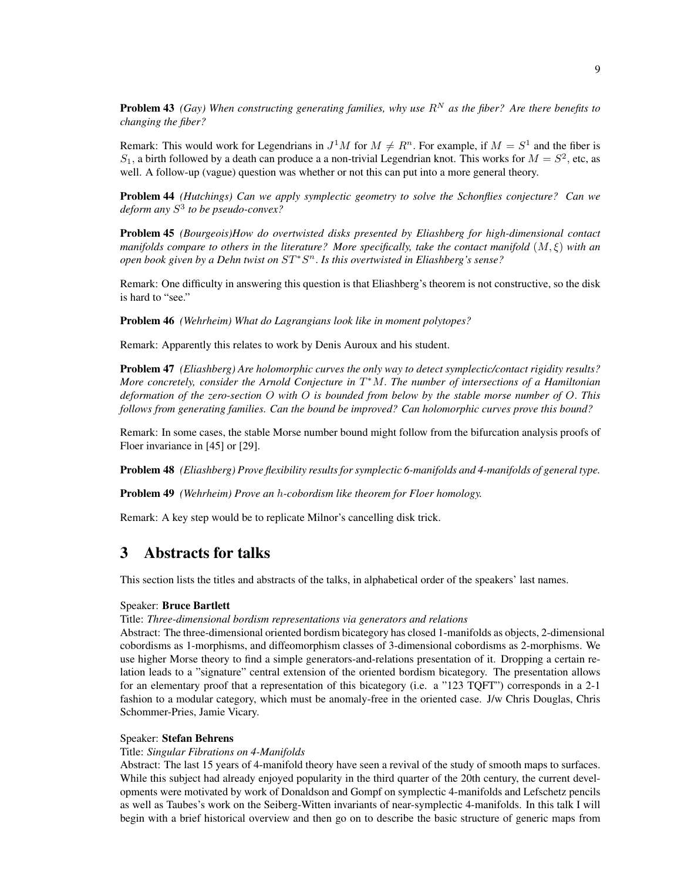**Problem 43** *(Gay) When constructing generating families, why use $R^N$ as the fiber? Are there benefits to changing the fiber?*

Remark: This would work for Legendrians in $J^1M$ for $M \neq R^n$. For example, if $M = S^1$ and the fiber is $S_1$, a birth followed by a death can produce a a non-trivial Legendrian knot. This works for $M = S^2$, etc, as well. A follow-up (vague) question was whether or not this can put into a more general theory.

**Problem 44** *(Hutchings) Can we apply symplectic geometry to solve the Schonflies conjecture? Can we deform any $S^3$ to be pseudo-convex?*

**Problem 45** *(Bourgeois)How do overtwisted disks presented by Eliashberg for high-dimensional contact manifolds compare to others in the literature? More specifically, take the contact manifold $(M, \xi)$ with an open book given by a Dehn twist on $ST^*S^n$. Is this overtwisted in Eliashberg's sense?*

Remark: One difficulty in answering this question is that Eliashberg's theorem is not constructive, so the disk is hard to "see."

**Problem 46** *(Wehrheim) What do Lagrangians look like in moment polytopes?*

Remark: Apparently this relates to work by Denis Auroux and his student.

**Problem 47** *(Eliashberg) Are holomorphic curves the only way to detect symplectic/contact rigidity results? More concretely, consider the Arnold Conjecture in $T^*M$. The number of intersections of a Hamiltonian deformation of the zero-section $O$ with $O$ is bounded from below by the stable morse number of $O$. This follows from generating families. Can the bound be improved? Can holomorphic curves prove this bound?*

Remark: In some cases, the stable Morse number bound might follow from the bifurcation analysis proofs of Floer invariance in [45] or [29].

**Problem 48** *(Eliashberg) Prove flexibility results for symplectic 6-manifolds and 4-manifolds of general type.*

**Problem 49** *(Wehrheim) Prove an $h$-cobordism like theorem for Floer homology.*

Remark: A key step would be to replicate Milnor's cancelling disk trick.

# 3 Abstracts for talks

This section lists the titles and abstracts of the talks, in alphabetical order of the speakers' last names.

Speaker: **Bruce Bartlett**

Title: *Three-dimensional bordism representations via generators and relations*

Abstract: The three-dimensional oriented bordism bicategory has closed 1-manifolds as objects, 2-dimensional cobordisms as 1-morphisms, and diffeomorphism classes of 3-dimensional cobordisms as 2-morphisms. We use higher Morse theory to find a simple generators-and-relations presentation of it. Dropping a certain relation leads to a "signature" central extension of the oriented bordism bicategory. The presentation allows for an elementary proof that a representation of this bicategory (i.e. a "123 TQFT") corresponds in a 2-1 fashion to a modular category, which must be anomaly-free in the oriented case. J/w Chris Douglas, Chris Schommer-Pries, Jamie Vicary.

Speaker: **Stefan Behrens**

Title: *Singular Fibrations on 4-Manifolds*

Abstract: The last 15 years of 4-manifold theory have seen a revival of the study of smooth maps to surfaces. While this subject had already enjoyed popularity in the third quarter of the 20th century, the current developments were motivated by work of Donaldson and Gompf on symplectic 4-manifolds and Lefschetz pencils as well as Taubes's work on the Seiberg-Witten invariants of near-symplectic 4-manifolds. In this talk I will begin with a brief historical overview and then go on to describe the basic structure of generic maps from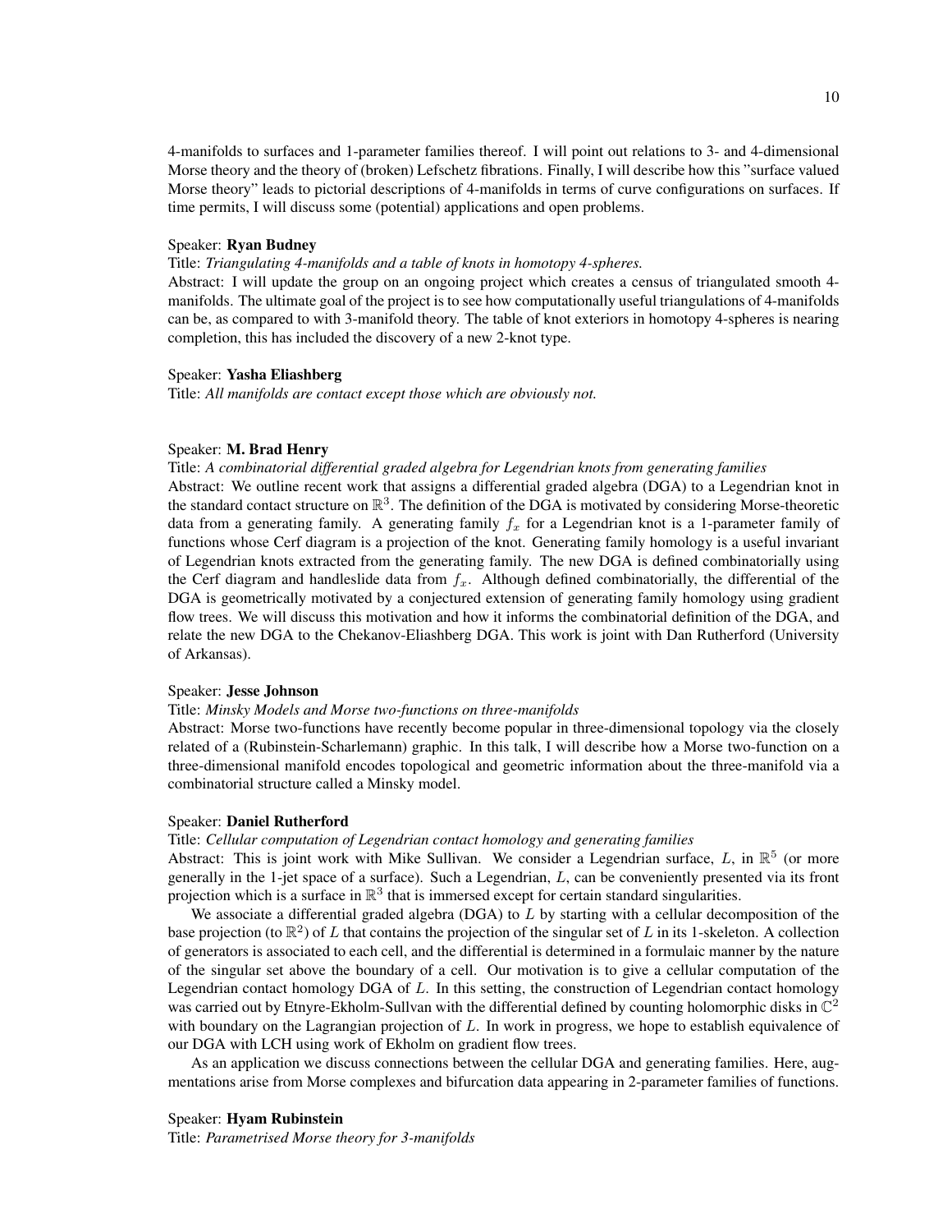4-manifolds to surfaces and 1-parameter families thereof. I will point out relations to 3- and 4-dimensional Morse theory and the theory of (broken) Lefschetz fibrations. Finally, I will describe how this "surface valued Morse theory" leads to pictorial descriptions of 4-manifolds in terms of curve configurations on surfaces. If time permits, I will discuss some (potential) applications and open problems.

Speaker: **Ryan Budney**

Title: *Triangulating 4-manifolds and a table of knots in homotopy 4-spheres.*

Abstract: I will update the group on an ongoing project which creates a census of triangulated smooth 4-manifolds. The ultimate goal of the project is to see how computationally useful triangulations of 4-manifolds can be, as compared to with 3-manifold theory. The table of knot exteriors in homotopy 4-spheres is nearing completion, this has included the discovery of a new 2-knot type.

Speaker: **Yasha Eliashberg**

Title: *All manifolds are contact except those which are obviously not.*

Speaker: **M. Brad Henry**

Title: *A combinatorial differential graded algebra for Legendrian knots from generating families*

Abstract: We outline recent work that assigns a differential graded algebra (DGA) to a Legendrian knot in the standard contact structure on $\mathbb{R}^3$. The definition of the DGA is motivated by considering Morse-theoretic data from a generating family. A generating family $f_x$ for a Legendrian knot is a 1-parameter family of functions whose Cerf diagram is a projection of the knot. Generating family homology is a useful invariant of Legendrian knots extracted from the generating family. The new DGA is defined combinatorially using the Cerf diagram and handleslide data from $f_x$. Although defined combinatorially, the differential of the DGA is geometrically motivated by a conjectured extension of generating family homology using gradient flow trees. We will discuss this motivation and how it informs the combinatorial definition of the DGA, and relate the new DGA to the Chekanov-Eliashberg DGA. This work is joint with Dan Rutherford (University of Arkansas).

Speaker: **Jesse Johnson**

Title: *Minsky Models and Morse two-functions on three-manifolds*

Abstract: Morse two-functions have recently become popular in three-dimensional topology via the closely related of a (Rubinstein-Scharlemann) graphic. In this talk, I will describe how a Morse two-function on a three-dimensional manifold encodes topological and geometric information about the three-manifold via a combinatorial structure called a Minsky model.

Speaker: **Daniel Rutherford**

Title: *Cellular computation of Legendrian contact homology and generating families*

Abstract: This is joint work with Mike Sullivan. We consider a Legendrian surface, $L$, in $\mathbb{R}^5$ (or more generally in the 1-jet space of a surface). Such a Legendrian, $L$, can be conveniently presented via its front projection which is a surface in $\mathbb{R}^3$ that is immersed except for certain standard singularities.

We associate a differential graded algebra (DGA) to $L$ by starting with a cellular decomposition of the base projection (to $\mathbb{R}^2$) of $L$ that contains the projection of the singular set of $L$ in its 1-skeleton. A collection of generators is associated to each cell, and the differential is determined in a formulaic manner by the nature of the singular set above the boundary of a cell. Our motivation is to give a cellular computation of the Legendrian contact homology DGA of $L$. In this setting, the construction of Legendrian contact homology was carried out by Etnyre-Ekholm-Sullvan with the differential defined by counting holomorphic disks in $\mathbb{C}^2$ with boundary on the Lagrangian projection of $L$. In work in progress, we hope to establish equivalence of our DGA with LCH using work of Ekholm on gradient flow trees.

As an application we discuss connections between the cellular DGA and generating families. Here, augmentations arise from Morse complexes and bifurcation data appearing in 2-parameter families of functions.

Speaker: **Hyam Rubinstein**

Title: *Parametrised Morse theory for 3-manifolds*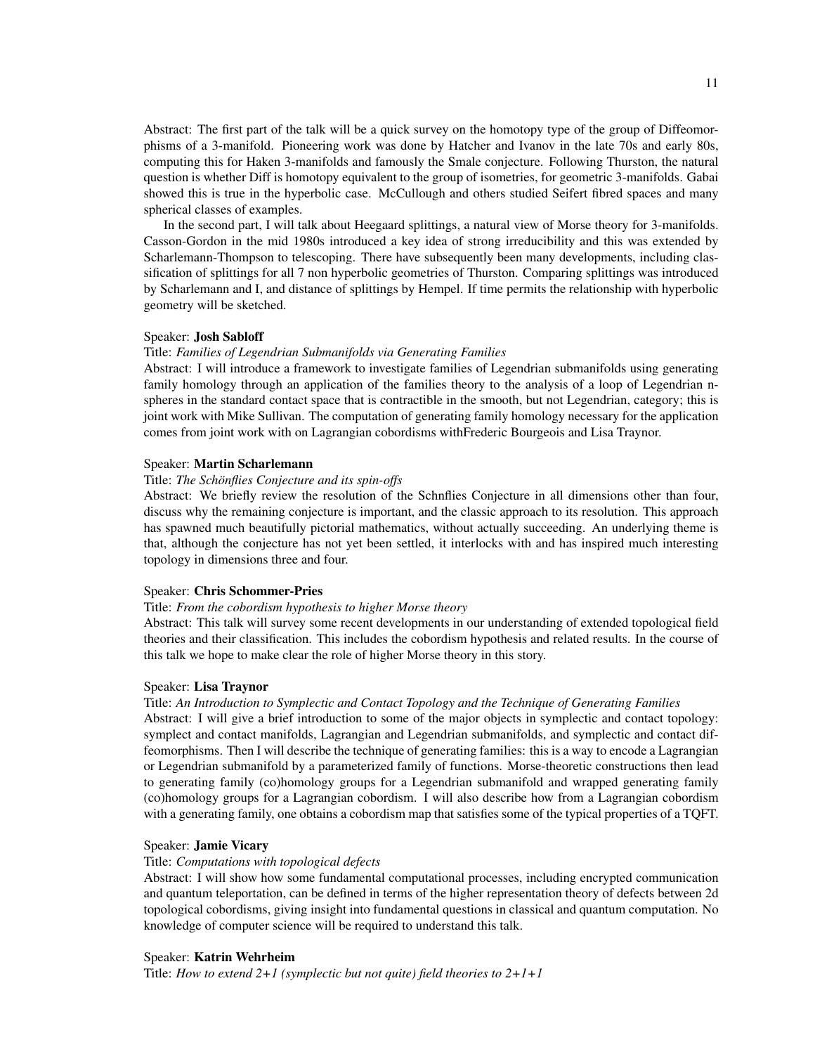Abstract: The first part of the talk will be a quick survey on the homotopy type of the group of Diffeomorphisms of a 3-manifold. Pioneering work was done by Hatcher and Ivanov in the late 70s and early 80s, computing this for Haken 3-manifolds and famously the Smale conjecture. Following Thurston, the natural question is whether Diff is homotopy equivalent to the group of isometries, for geometric 3-manifolds. Gabai showed this is true in the hyperbolic case. McCullough and others studied Seifert fibred spaces and many spherical classes of examples.

In the second part, I will talk about Heegaard splittings, a natural view of Morse theory for 3-manifolds. Casson-Gordon in the mid 1980s introduced a key idea of strong irreducibility and this was extended by Scharlemann-Thompson to telescoping. There have subsequently been many developments, including classification of splittings for all 7 non hyperbolic geometries of Thurston. Comparing splittings was introduced by Scharlemann and I, and distance of splittings by Hempel. If time permits the relationship with hyperbolic geometry will be sketched.

Speaker: **Josh Sabloff**

Title: *Families of Legendrian Submanifolds via Generating Families*

Abstract: I will introduce a framework to investigate families of Legendrian submanifolds using generating family homology through an application of the families theory to the analysis of a loop of Legendrian n-spheres in the standard contact space that is contractible in the smooth, but not Legendrian, category; this is joint work with Mike Sullivan. The computation of generating family homology necessary for the application comes from joint work with on Lagrangian cobordisms withFrederic Bourgeois and Lisa Traynor.

Speaker: **Martin Scharlemann**

Title: *The Schönflies Conjecture and its spin-offs*

Abstract: We briefly review the resolution of the Schnflies Conjecture in all dimensions other than four, discuss why the remaining conjecture is important, and the classic approach to its resolution. This approach has spawned much beautifully pictorial mathematics, without actually succeeding. An underlying theme is that, although the conjecture has not yet been settled, it interlocks with and has inspired much interesting topology in dimensions three and four.

Speaker: **Chris Schommer-Pries**

Title: *From the cobordism hypothesis to higher Morse theory*

Abstract: This talk will survey some recent developments in our understanding of extended topological field theories and their classification. This includes the cobordism hypothesis and related results. In the course of this talk we hope to make clear the role of higher Morse theory in this story.

Speaker: **Lisa Traynor**

Title: *An Introduction to Symplectic and Contact Topology and the Technique of Generating Families*

Abstract: I will give a brief introduction to some of the major objects in symplectic and contact topology: symplect and contact manifolds, Lagrangian and Legendrian submanifolds, and symplectic and contact diffeomorphisms. Then I will describe the technique of generating families: this is a way to encode a Lagrangian or Legendrian submanifold by a parameterized family of functions. Morse-theoretic constructions then lead to generating family (co)homology groups for a Legendrian submanifold and wrapped generating family (co)homology groups for a Lagrangian cobordism. I will also describe how from a Lagrangian cobordism with a generating family, one obtains a cobordism map that satisfies some of the typical properties of a TQFT.

Speaker: **Jamie Vicary**

Title: *Computations with topological defects*

Abstract: I will show how some fundamental computational processes, including encrypted communication and quantum teleportation, can be defined in terms of the higher representation theory of defects between 2d topological cobordisms, giving insight into fundamental questions in classical and quantum computation. No knowledge of computer science will be required to understand this talk.

Speaker: **Katrin Wehrheim**

Title: *How to extend 2+1 (symplectic but not quite) field theories to 2+1+1*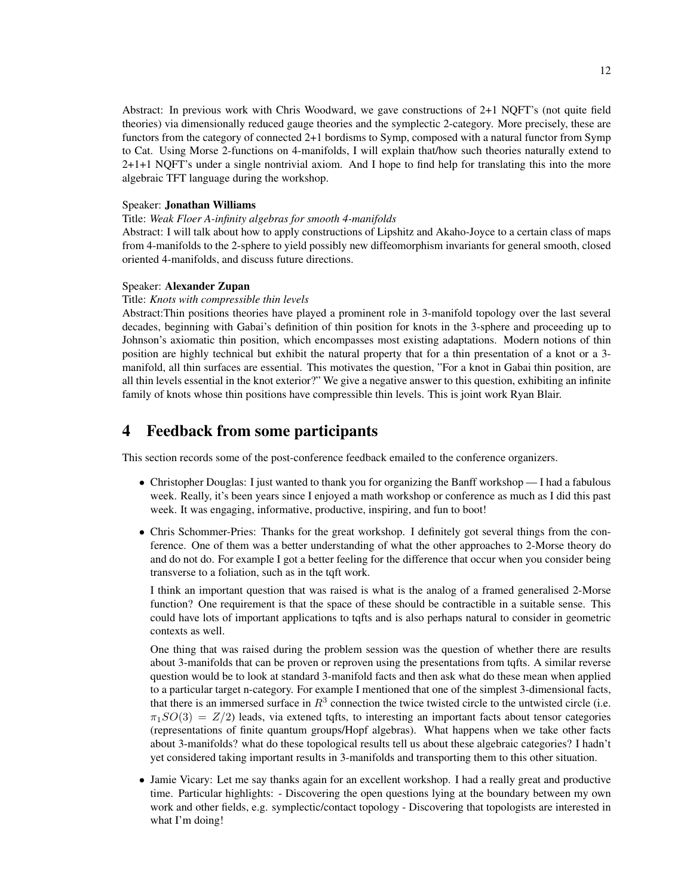Abstract: In previous work with Chris Woodward, we gave constructions of 2+1 NQFT's (not quite field theories) via dimensionally reduced gauge theories and the symplectic 2-category. More precisely, these are functors from the category of connected 2+1 bordisms to Symp, composed with a natural functor from Symp to Cat. Using Morse 2-functions on 4-manifolds, I will explain that/how such theories naturally extend to 2+1+1 NQFT's under a single nontrivial axiom. And I hope to find help for translating this into the more algebraic TFT language during the workshop.

Speaker: **Jonathan Williams**

Title: *Weak Floer A-infinity algebras for smooth 4-manifolds*

Abstract: I will talk about how to apply constructions of Lipshitz and Akaho-Joyce to a certain class of maps from 4-manifolds to the 2-sphere to yield possibly new diffeomorphism invariants for general smooth, closed oriented 4-manifolds, and discuss future directions.

Speaker: **Alexander Zupan**

Title: *Knots with compressible thin levels*

Abstract:Thin positions theories have played a prominent role in 3-manifold topology over the last several decades, beginning with Gabai's definition of thin position for knots in the 3-sphere and proceeding up to Johnson's axiomatic thin position, which encompasses most existing adaptations. Modern notions of thin position are highly technical but exhibit the natural property that for a thin presentation of a knot or a 3-manifold, all thin surfaces are essential. This motivates the question, "For a knot in Gabai thin position, are all thin levels essential in the knot exterior?" We give a negative answer to this question, exhibiting an infinite family of knots whose thin positions have compressible thin levels. This is joint work Ryan Blair.

# 4 Feedback from some participants

This section records some of the post-conference feedback emailed to the conference organizers.

- Christopher Douglas: I just wanted to thank you for organizing the Banff workshop — I had a fabulous week. Really, it's been years since I enjoyed a math workshop or conference as much as I did this past week. It was engaging, informative, productive, inspiring, and fun to boot!

- Chris Schommer-Pries: Thanks for the great workshop. I definitely got several things from the conference. One of them was a better understanding of what the other approaches to 2-Morse theory do and do not do. For example I got a better feeling for the difference that occur when you consider being transverse to a foliation, such as in the tqft work.

  I think an important question that was raised is what is the analog of a framed generalised 2-Morse function? One requirement is that the space of these should be contractible in a suitable sense. This could have lots of important applications to tqfts and is also perhaps natural to consider in geometric contexts as well.

  One thing that was raised during the problem session was the question of whether there are results about 3-manifolds that can be proven or reproven using the presentations from tqfts. A similar reverse question would be to look at standard 3-manifold facts and then ask what do these mean when applied to a particular target n-category. For example I mentioned that one of the simplest 3-dimensional facts, that there is an immersed surface in $R^3$ connection the twice twisted circle to the untwisted circle (i.e. $\pi_1 SO(3) = Z/2$) leads, via extened tqfts, to interesting an important facts about tensor categories (representations of finite quantum groups/Hopf algebras). What happens when we take other facts about 3-manifolds? what do these topological results tell us about these algebraic categories? I hadn't yet considered taking important results in 3-manifolds and transporting them to this other situation.

- Jamie Vicary: Let me say thanks again for an excellent workshop. I had a really great and productive time. Particular highlights: - Discovering the open questions lying at the boundary between my own work and other fields, e.g. symplectic/contact topology - Discovering that topologists are interested in what I'm doing!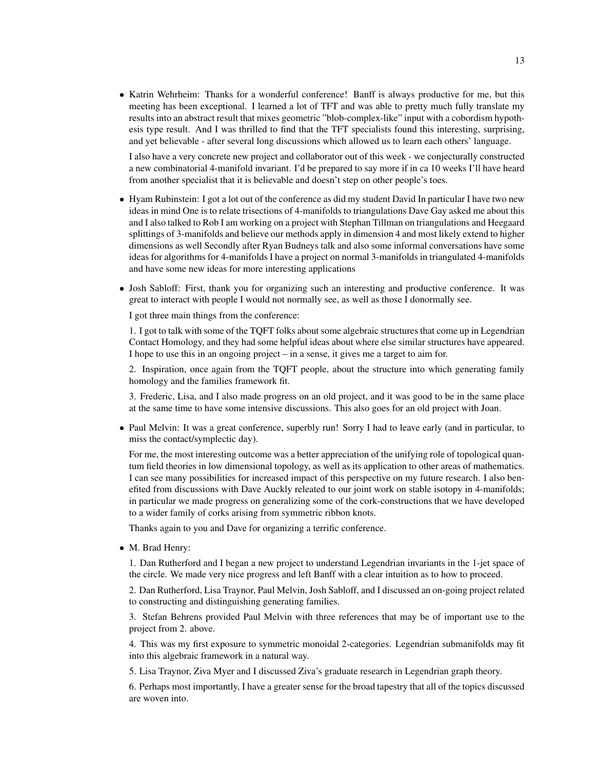- Katrin Wehrheim: Thanks for a wonderful conference! Banff is always productive for me, but this meeting has been exceptional. I learned a lot of TFT and was able to pretty much fully translate my results into an abstract result that mixes geometric "blob-complex-like" input with a cobordism hypothesis type result. And I was thrilled to find that the TFT specialists found this interesting, surprising, and yet believable - after several long discussions which allowed us to learn each others' language.

  I also have a very concrete new project and collaborator out of this week - we conjecturally constructed a new combinatorial 4-manifold invariant. I'd be prepared to say more if in ca 10 weeks I'll have heard from another specialist that it is believable and doesn't step on other people's toes.

- Hyam Rubinstein: I got a lot out of the conference as did my student David In particular I have two new ideas in mind One is to relate trisections of 4-manifolds to triangulations Dave Gay asked me about this and I also talked to Rob I am working on a project with Stephan Tillman on triangulations and Heegaard splittings of 3-manifolds and believe our methods apply in dimension 4 and most likely extend to higher dimensions as well Secondly after Ryan Budneys talk and also some informal conversations have some ideas for algorithms for 4-manifolds I have a project on normal 3-manifolds in triangulated 4-manifolds and have some new ideas for more interesting applications

- Josh Sabloff: First, thank you for organizing such an interesting and productive conference. It was great to interact with people I would not normally see, as well as those I donormally see.

  I got three main things from the conference:

  1. I got to talk with some of the TQFT folks about some algebraic structures that come up in Legendrian Contact Homology, and they had some helpful ideas about where else similar structures have appeared. I hope to use this in an ongoing project – in a sense, it gives me a target to aim for.

  2. Inspiration, once again from the TQFT people, about the structure into which generating family homology and the families framework fit.

  3. Frederic, Lisa, and I also made progress on an old project, and it was good to be in the same place at the same time to have some intensive discussions. This also goes for an old project with Joan.

- Paul Melvin: It was a great conference, superbly run! Sorry I had to leave early (and in particular, to miss the contact/symplectic day).

  For me, the most interesting outcome was a better appreciation of the unifying role of topological quantum field theories in low dimensional topology, as well as its application to other areas of mathematics. I can see many possibilities for increased impact of this perspective on my future research. I also benefited from discussions with Dave Auckly releated to our joint work on stable isotopy in 4-manifolds; in particular we made progress on generalizing some of the cork-constructions that we have developed to a wider family of corks arising from symmetric ribbon knots.

  Thanks again to you and Dave for organizing a terrific conference.

- M. Brad Henry:

  1. Dan Rutherford and I began a new project to understand Legendrian invariants in the 1-jet space of the circle. We made very nice progress and left Banff with a clear intuition as to how to proceed.

  2. Dan Rutherford, Lisa Traynor, Paul Melvin, Josh Sabloff, and I discussed an on-going project related to constructing and distinguishing generating families.

  3. Stefan Behrens provided Paul Melvin with three references that may be of important use to the project from 2. above.

  4. This was my first exposure to symmetric monoidal 2-categories. Legendrian submanifolds may fit into this algebraic framework in a natural way.

  5. Lisa Traynor, Ziva Myer and I discussed Ziva's graduate research in Legendrian graph theory.

  6. Perhaps most importantly, I have a greater sense for the broad tapestry that all of the topics discussed are woven into.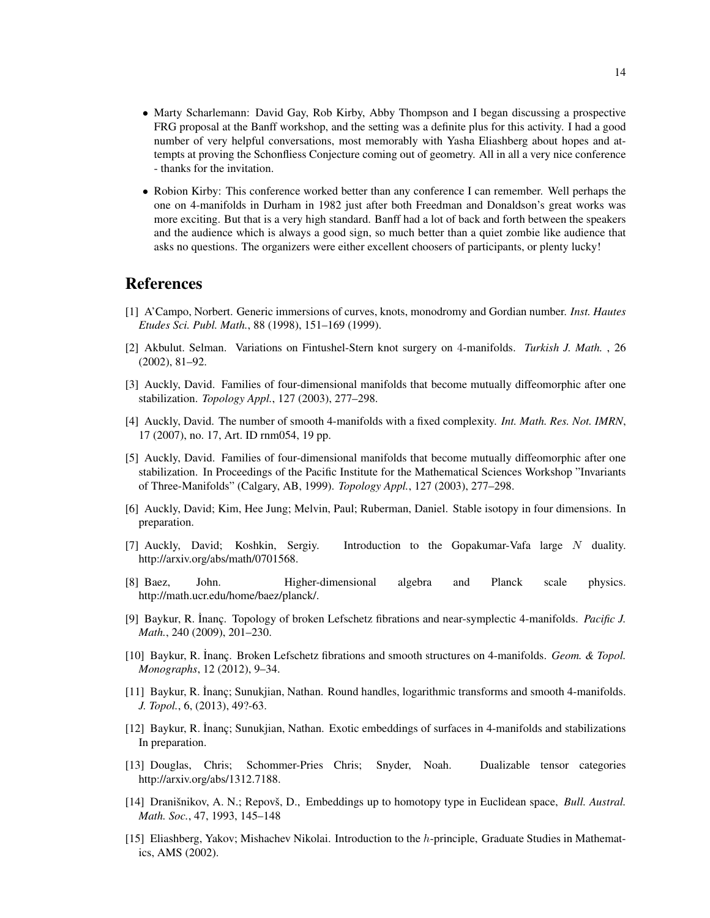- Marty Scharlemann: David Gay, Rob Kirby, Abby Thompson and I began discussing a prospective FRG proposal at the Banff workshop, and the setting was a definite plus for this activity. I had a good number of very helpful conversations, most memorably with Yasha Eliashberg about hopes and attempts at proving the Schonfliess Conjecture coming out of geometry. All in all a very nice conference - thanks for the invitation.

- Robion Kirby: This conference worked better than any conference I can remember. Well perhaps the one on 4-manifolds in Durham in 1982 just after both Freedman and Donaldson's great works was more exciting. But that is a very high standard. Banff had a lot of back and forth between the speakers and the audience which is always a good sign, so much better than a quiet zombie like audience that asks no questions. The organizers were either excellent choosers of participants, or plenty lucky!

# References

[1] A'Campo, Norbert. Generic immersions of curves, knots, monodromy and Gordian number. *Inst. Hautes Etudes Sci. Publ. Math.*, 88 (1998), 151–169 (1999).

[2] Akbulut. Selman. Variations on Fintushel-Stern knot surgery on 4-manifolds. *Turkish J. Math.* , 26 (2002), 81–92.

[3] Auckly, David. Families of four-dimensional manifolds that become mutually diffeomorphic after one stabilization. *Topology Appl.*, 127 (2003), 277–298.

[4] Auckly, David. The number of smooth 4-manifolds with a fixed complexity. *Int. Math. Res. Not. IMRN*, 17 (2007), no. 17, Art. ID rnm054, 19 pp.

[5] Auckly, David. Families of four-dimensional manifolds that become mutually diffeomorphic after one stabilization. In Proceedings of the Pacific Institute for the Mathematical Sciences Workshop "Invariants of Three-Manifolds" (Calgary, AB, 1999). *Topology Appl.*, 127 (2003), 277–298.

[6] Auckly, David; Kim, Hee Jung; Melvin, Paul; Ruberman, Daniel. Stable isotopy in four dimensions. In preparation.

[7] Auckly, David; Koshkin, Sergiy. Introduction to the Gopakumar-Vafa large $N$ duality. http://arxiv.org/abs/math/0701568.

[8] Baez, John. Higher-dimensional algebra and Planck scale physics. http://math.ucr.edu/home/baez/planck/.

[9] Baykur, R. İnanç. Topology of broken Lefschetz fibrations and near-symplectic 4-manifolds. *Pacific J. Math.*, 240 (2009), 201–230.

[10] Baykur, R. İnanç. Broken Lefschetz fibrations and smooth structures on 4-manifolds. *Geom. & Topol. Monographs*, 12 (2012), 9–34.

[11] Baykur, R. İnanç; Sunukjian, Nathan. Round handles, logarithmic transforms and smooth 4-manifolds. *J. Topol.*, 6, (2013), 49?-63.

[12] Baykur, R. İnanç; Sunukjian, Nathan. Exotic embeddings of surfaces in 4-manifolds and stabilizations In preparation.

[13] Douglas, Chris; Schommer-Pries Chris; Snyder, Noah. Dualizable tensor categories http://arxiv.org/abs/1312.7188.

[14] Dranišnikov, A. N.; Repovš, D., Embeddings up to homotopy type in Euclidean space, *Bull. Austral. Math. Soc.*, 47, 1993, 145–148

[15] Eliashberg, Yakov; Mishachev Nikolai. Introduction to the $h$-principle, Graduate Studies in Mathematics, AMS (2002).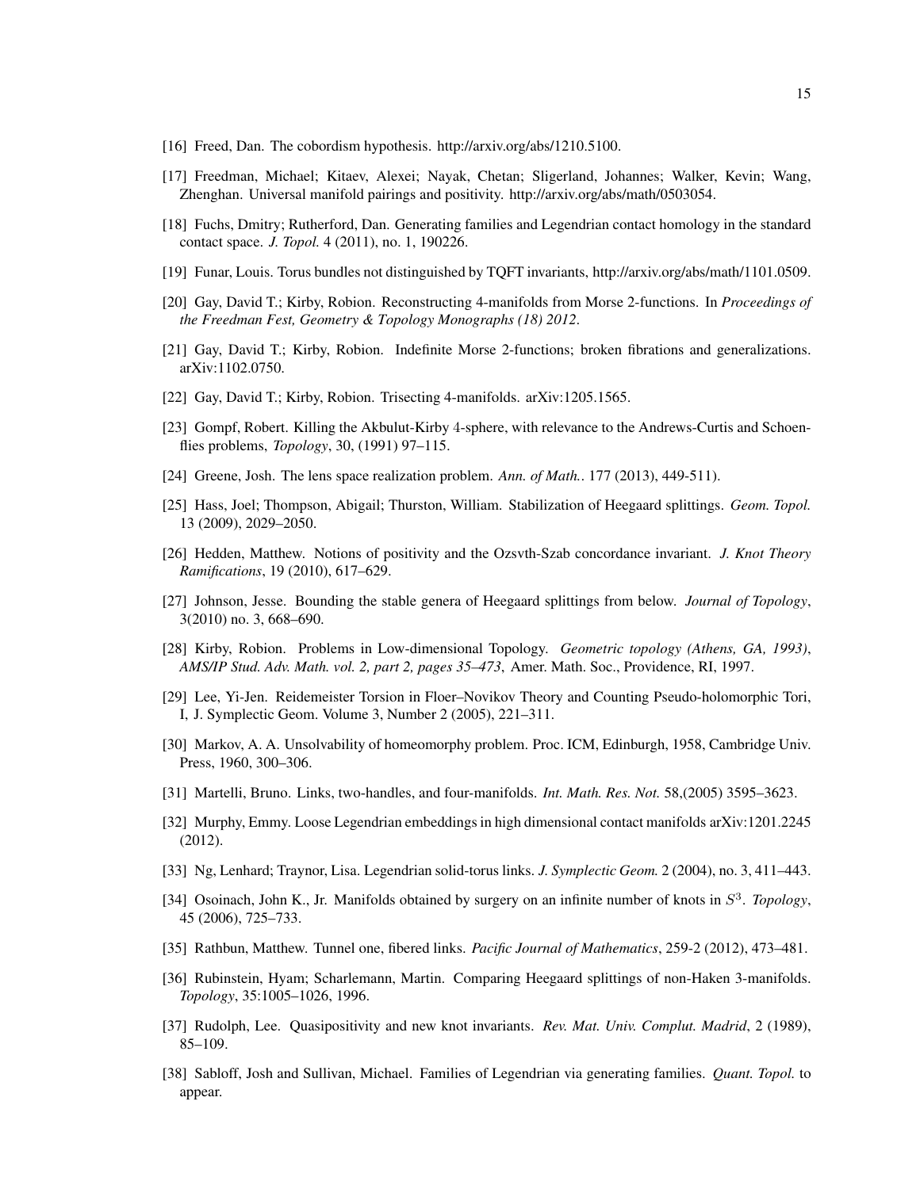[16] Freed, Dan. The cobordism hypothesis. http://arxiv.org/abs/1210.5100.

[17] Freedman, Michael; Kitaev, Alexei; Nayak, Chetan; Sligerland, Johannes; Walker, Kevin; Wang, Zhenghan. Universal manifold pairings and positivity. http://arxiv.org/abs/math/0503054.

[18] Fuchs, Dmitry; Rutherford, Dan. Generating families and Legendrian contact homology in the standard contact space. *J. Topol.* 4 (2011), no. 1, 190226.

[19] Funar, Louis. Torus bundles not distinguished by TQFT invariants, http://arxiv.org/abs/math/1101.0509.

[20] Gay, David T.; Kirby, Robion. Reconstructing 4-manifolds from Morse 2-functions. In *Proceedings of the Freedman Fest, Geometry & Topology Monographs (18) 2012*.

[21] Gay, David T.; Kirby, Robion. Indefinite Morse 2-functions; broken fibrations and generalizations. arXiv:1102.0750.

[22] Gay, David T.; Kirby, Robion. Trisecting 4-manifolds. arXiv:1205.1565.

[23] Gompf, Robert. Killing the Akbulut-Kirby 4-sphere, with relevance to the Andrews-Curtis and Schoenflies problems, *Topology*, 30, (1991) 97–115.

[24] Greene, Josh. The lens space realization problem. *Ann. of Math.*. 177 (2013), 449-511).

[25] Hass, Joel; Thompson, Abigail; Thurston, William. Stabilization of Heegaard splittings. *Geom. Topol.* 13 (2009), 2029–2050.

[26] Hedden, Matthew. Notions of positivity and the Ozsvth-Szab concordance invariant. *J. Knot Theory Ramifications*, 19 (2010), 617–629.

[27] Johnson, Jesse. Bounding the stable genera of Heegaard splittings from below. *Journal of Topology*, 3(2010) no. 3, 668–690.

[28] Kirby, Robion. Problems in Low-dimensional Topology. *Geometric topology (Athens, GA, 1993), AMS/IP Stud. Adv. Math. vol. 2, part 2, pages 35–473*, Amer. Math. Soc., Providence, RI, 1997.

[29] Lee, Yi-Jen. Reidemeister Torsion in Floer–Novikov Theory and Counting Pseudo-holomorphic Tori, I, J. Symplectic Geom. Volume 3, Number 2 (2005), 221–311.

[30] Markov, A. A. Unsolvability of homeomorphy problem. Proc. ICM, Edinburgh, 1958, Cambridge Univ. Press, 1960, 300–306.

[31] Martelli, Bruno. Links, two-handles, and four-manifolds. *Int. Math. Res. Not.* 58,(2005) 3595–3623.

[32] Murphy, Emmy. Loose Legendrian embeddings in high dimensional contact manifolds arXiv:1201.2245 (2012).

[33] Ng, Lenhard; Traynor, Lisa. Legendrian solid-torus links. *J. Symplectic Geom.* 2 (2004), no. 3, 411–443.

[34] Osoinach, John K., Jr. Manifolds obtained by surgery on an infinite number of knots in $S^3$. *Topology*, 45 (2006), 725–733.

[35] Rathbun, Matthew. Tunnel one, fibered links. *Pacific Journal of Mathematics*, 259-2 (2012), 473–481.

[36] Rubinstein, Hyam; Scharlemann, Martin. Comparing Heegaard splittings of non-Haken 3-manifolds. *Topology*, 35:1005–1026, 1996.

[37] Rudolph, Lee. Quasipositivity and new knot invariants. *Rev. Mat. Univ. Complut. Madrid*, 2 (1989), 85–109.

[38] Sabloff, Josh and Sullivan, Michael. Families of Legendrian via generating families. *Quant. Topol.* to appear.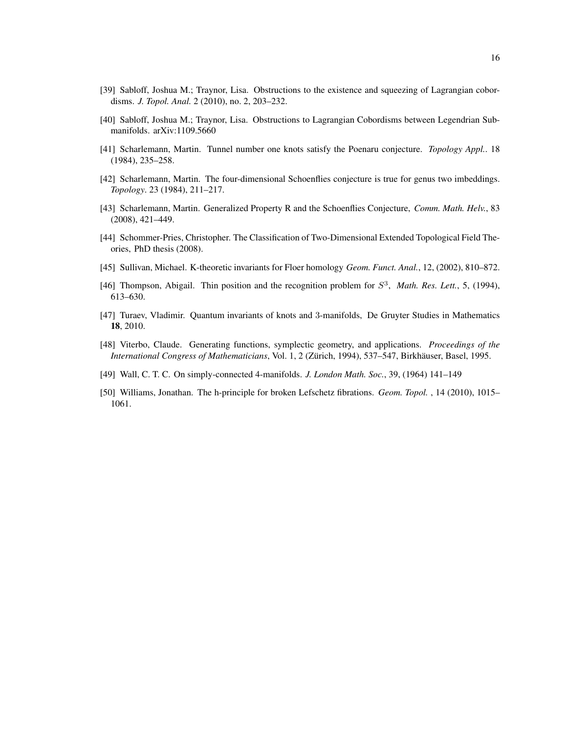[39] Sabloff, Joshua M.; Traynor, Lisa. Obstructions to the existence and squeezing of Lagrangian cobordisms. *J. Topol. Anal.* 2 (2010), no. 2, 203–232.

[40] Sabloff, Joshua M.; Traynor, Lisa. Obstructions to Lagrangian Cobordisms between Legendrian Submanifolds. arXiv:1109.5660

[41] Scharlemann, Martin. Tunnel number one knots satisfy the Poenaru conjecture. *Topology Appl.*. 18 (1984), 235–258.

[42] Scharlemann, Martin. The four-dimensional Schoenflies conjecture is true for genus two imbeddings. *Topology*. 23 (1984), 211–217.

[43] Scharlemann, Martin. Generalized Property R and the Schoenflies Conjecture, *Comm. Math. Helv.*, 83 (2008), 421–449.

[44] Schommer-Pries, Christopher. The Classification of Two-Dimensional Extended Topological Field Theories, PhD thesis (2008).

[45] Sullivan, Michael. K-theoretic invariants for Floer homology *Geom. Funct. Anal.*, 12, (2002), 810–872.

[46] Thompson, Abigail. Thin position and the recognition problem for $S^3$, *Math. Res. Lett.*, 5, (1994), 613–630.

[47] Turaev, Vladimir. Quantum invariants of knots and 3-manifolds, De Gruyter Studies in Mathematics **18**, 2010.

[48] Viterbo, Claude. Generating functions, symplectic geometry, and applications. *Proceedings of the International Congress of Mathematicians*, Vol. 1, 2 (Zürich, 1994), 537–547, Birkhäuser, Basel, 1995.

[49] Wall, C. T. C. On simply-connected 4-manifolds. *J. London Math. Soc.*, 39, (1964) 141–149

[50] Williams, Jonathan. The h-principle for broken Lefschetz fibrations. *Geom. Topol.* , 14 (2010), 1015–1061.